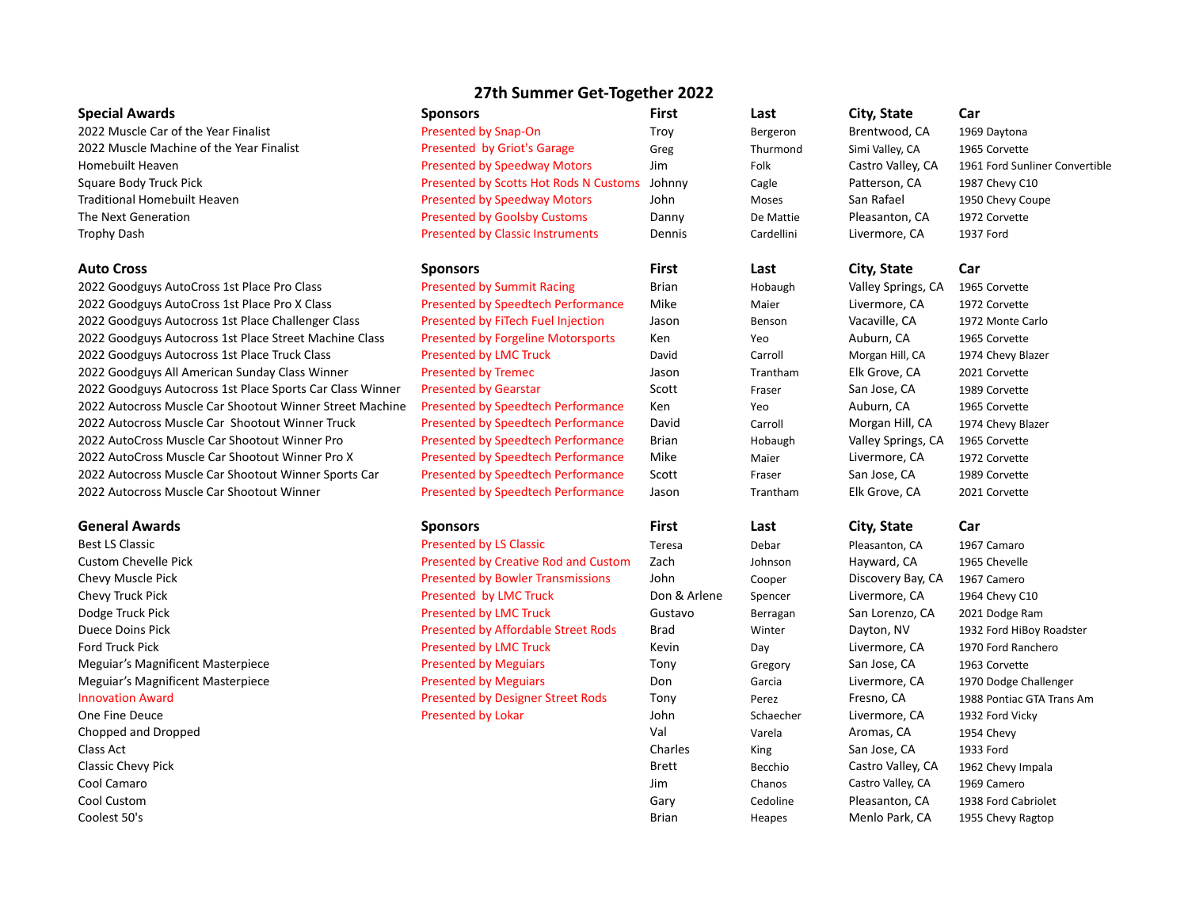# 27th Summer Get-Together 2022

| Special Awards | Sponsors | First | Last | City, State | Car |
|---|---|---|---|---|---|
| 2022 Muscle Car of the Year Finalist | Presented by Snap-On | Troy | Bergeron | Brentwood, CA | 1969 Daytona |
| 2022 Muscle Machine of the Year Finalist | Presented by Griot's Garage | Greg | Thurmond | Simi Valley, CA | 1965 Corvette |
| Homebuilt Heaven | Presented by Speedway Motors | Jim | Folk | Castro Valley, CA | 1961 Ford Sunliner Convertible |
| Square Body Truck Pick | Presented by Scotts Hot Rods N Customs | Johnny | Cagle | Patterson, CA | 1987 Chevy C10 |
| Traditional Homebuilt Heaven | Presented by Speedway Motors | John | Moses | San Rafael | 1950 Chevy Coupe |
| The Next Generation | Presented by Goolsby Customs | Danny | De Mattie | Pleasanton, CA | 1972 Corvette |
| Trophy Dash | Presented by Classic Instruments | Dennis | Cardellini | Livermore, CA | 1937 Ford |

| Auto Cross | Sponsors | First | Last | City, State | Car |
|---|---|---|---|---|---|
| 2022 Goodguys AutoCross 1st Place Pro Class | Presented by Summit Racing | Brian | Hobaugh | Valley Springs, CA | 1965 Corvette |
| 2022 Goodguys AutoCross 1st Place Pro X Class | Presented by Speedtech Performance | Mike | Maier | Livermore, CA | 1972 Corvette |
| 2022 Goodguys Autocross 1st Place Challenger Class | Presented by FiTech Fuel Injection | Jason | Benson | Vacaville, CA | 1972 Monte Carlo |
| 2022 Goodguys Autocross 1st Place Street Machine Class | Presented by Forgeline Motorsports | Ken | Yeo | Auburn, CA | 1965 Corvette |
| 2022 Goodguys Autocross 1st Place Truck Class | Presented by LMC Truck | David | Carroll | Morgan Hill, CA | 1974 Chevy Blazer |
| 2022 Goodguys All American Sunday Class Winner | Presented by Tremec | Jason | Trantham | Elk Grove, CA | 2021 Corvette |
| 2022 Goodguys Autocross 1st Place Sports Car Class Winner | Presented by Gearstar | Scott | Fraser | San Jose, CA | 1989 Corvette |
| 2022 Autocross Muscle Car Shootout Winner Street Machine | Presented by Speedtech Performance | Ken | Yeo | Auburn, CA | 1965 Corvette |
| 2022 Autocross Muscle Car Shootout Winner Truck | Presented by Speedtech Performance | David | Carroll | Morgan Hill, CA | 1974 Chevy Blazer |
| 2022 AutoCross Muscle Car Shootout Winner Pro | Presented by Speedtech Performance | Brian | Hobaugh | Valley Springs, CA | 1965 Corvette |
| 2022 AutoCross Muscle Car Shootout Winner Pro X | Presented by Speedtech Performance | Mike | Maier | Livermore, CA | 1972 Corvette |
| 2022 Autocross Muscle Car Shootout Winner Sports Car | Presented by Speedtech Performance | Scott | Fraser | San Jose, CA | 1989 Corvette |
| 2022 Autocross Muscle Car Shootout Winner | Presented by Speedtech Performance | Jason | Trantham | Elk Grove, CA | 2021 Corvette |

| General Awards | Sponsors | First | Last | City, State | Car |
|---|---|---|---|---|---|
| Best LS Classic | Presented by LS Classic | Teresa | Debar | Pleasanton, CA | 1967 Camaro |
| Custom Chevelle Pick | Presented by Creative Rod and Custom | Zach | Johnson | Hayward, CA | 1965 Chevelle |
| Chevy Muscle Pick | Presented by Bowler Transmissions | John | Cooper | Discovery Bay, CA | 1967 Camero |
| Chevy Truck Pick | Presented by LMC Truck | Don & Arlene | Spencer | Livermore, CA | 1964 Chevy C10 |
| Dodge Truck Pick | Presented by LMC Truck | Gustavo | Berragan | San Lorenzo, CA | 2021 Dodge Ram |
| Duece Doins Pick | Presented by Affordable Street Rods | Brad | Winter | Dayton, NV | 1932 Ford HiBoy Roadster |
| Ford Truck Pick | Presented by LMC Truck | Kevin | Day | Livermore, CA | 1970 Ford Ranchero |
| Meguiar’s Magnificent Masterpiece | Presented by Meguiars | Tony | Gregory | San Jose, CA | 1963 Corvette |
| Meguiar’s Magnificent Masterpiece | Presented by Meguiars | Don | Garcia | Livermore, CA | 1970 Dodge Challenger |
| Innovation Award | Presented by Designer Street Rods | Tony | Perez | Fresno, CA | 1988 Pontiac GTA Trans Am |
| One Fine Deuce | Presented by Lokar | John | Schaecher | Livermore, CA | 1932 Ford Vicky |
| Chopped and Dropped | | Val | Varela | Aromas, CA | 1954 Chevy |
| Class Act | | Charles | King | San Jose, CA | 1933 Ford |
| Classic Chevy Pick | | Brett | Becchio | Castro Valley, CA | 1962 Chevy Impala |
| Cool Camaro | | Jim | Chanos | Castro Valley, CA | 1969 Camero |
| Cool Custom | | Gary | Cedoline | Pleasanton, CA | 1938 Ford Cabriolet |
| Coolest 50's | | Brian | Heapes | Menlo Park, CA | 1955 Chevy Ragtop |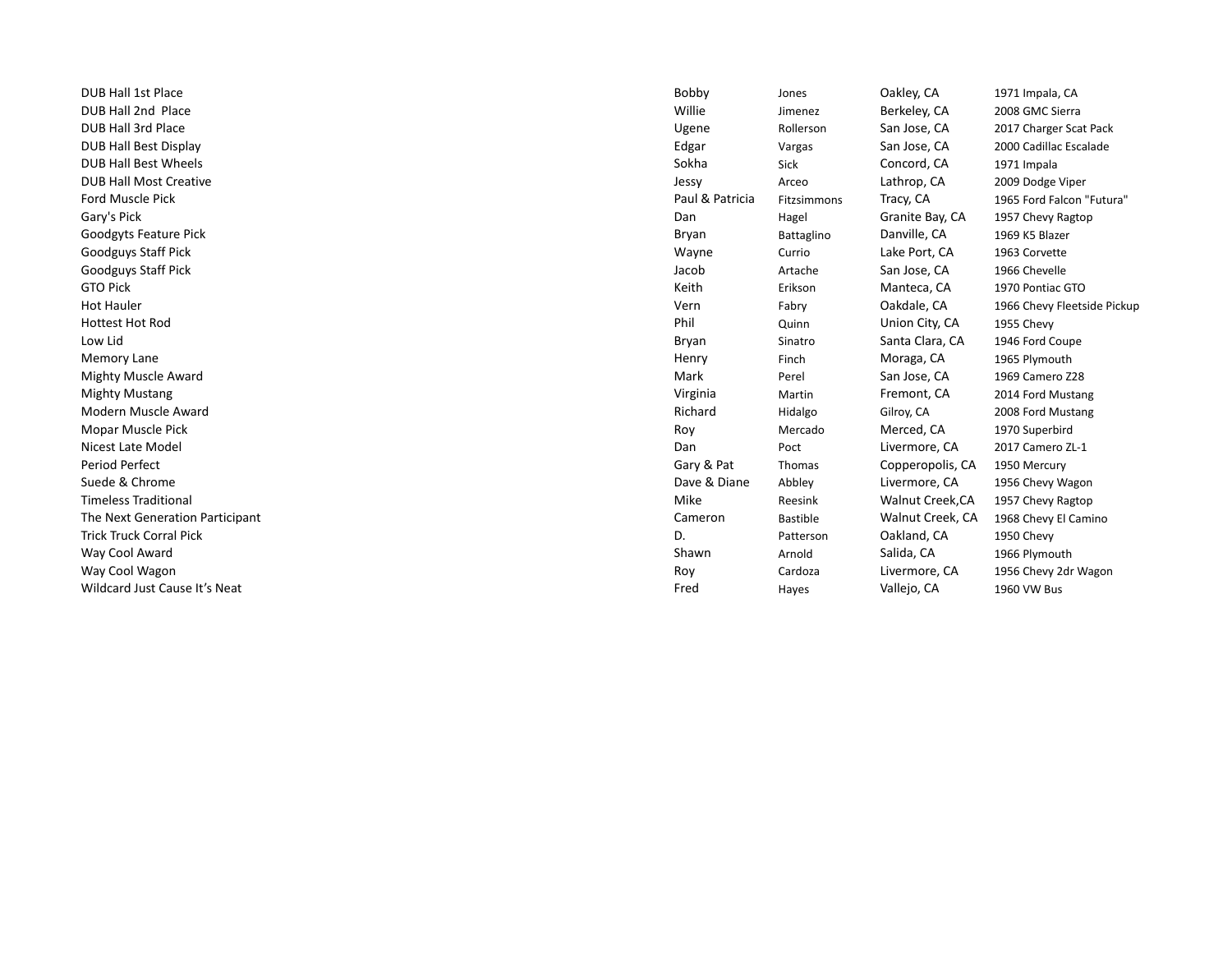| | | | | |
|---|---|---|---|---|
| DUB Hall 1st Place | Bobby | Jones | Oakley, CA | 1971 Impala, CA |
| DUB Hall 2nd  Place | Willie | Jimenez | Berkeley, CA | 2008 GMC Sierra |
| DUB Hall 3rd Place | Ugene | Rollerson | San Jose, CA | 2017 Charger Scat Pack |
| DUB Hall Best Display | Edgar | Vargas | San Jose, CA | 2000 Cadillac Escalade |
| DUB Hall Best Wheels | Sokha | Sick | Concord, CA | 1971 Impala |
| DUB Hall Most Creative | Jessy | Arceo | Lathrop, CA | 2009 Dodge Viper |
| Ford Muscle Pick | Paul & Patricia | Fitzsimmons | Tracy, CA | 1965 Ford Falcon "Futura" |
| Gary's Pick | Dan | Hagel | Granite Bay, CA | 1957 Chevy Ragtop |
| Goodgyts Feature Pick | Bryan | Battaglino | Danville, CA | 1969 K5 Blazer |
| Goodguys Staff Pick | Wayne | Currio | Lake Port, CA | 1963 Corvette |
| Goodguys Staff Pick | Jacob | Artache | San Jose, CA | 1966 Chevelle |
| GTO Pick | Keith | Erikson | Manteca, CA | 1970 Pontiac GTO |
| Hot Hauler | Vern | Fabry | Oakdale, CA | 1966 Chevy Fleetside Pickup |
| Hottest Hot Rod | Phil | Quinn | Union City, CA | 1955 Chevy |
| Low Lid | Bryan | Sinatro | Santa Clara, CA | 1946 Ford Coupe |
| Memory Lane | Henry | Finch | Moraga, CA | 1965 Plymouth |
| Mighty Muscle Award | Mark | Perel | San Jose, CA | 1969 Camero Z28 |
| Mighty Mustang | Virginia | Martin | Fremont, CA | 2014 Ford Mustang |
| Modern Muscle Award | Richard | Hidalgo | Gilroy, CA | 2008 Ford Mustang |
| Mopar Muscle Pick | Roy | Mercado | Merced, CA | 1970 Superbird |
| Nicest Late Model | Dan | Poct | Livermore, CA | 2017 Camero ZL-1 |
| Period Perfect | Gary & Pat | Thomas | Copperopolis, CA | 1950 Mercury |
| Suede & Chrome | Dave & Diane | Abbley | Livermore, CA | 1956 Chevy Wagon |
| Timeless Traditional | Mike | Reesink | Walnut Creek,CA | 1957 Chevy Ragtop |
| The Next Generation Participant | Cameron | Bastible | Walnut Creek, CA | 1968 Chevy El Camino |
| Trick Truck Corral Pick | D. | Patterson | Oakland, CA | 1950 Chevy |
| Way Cool Award | Shawn | Arnold | Salida, CA | 1966 Plymouth |
| Way Cool Wagon | Roy | Cardoza | Livermore, CA | 1956 Chevy 2dr Wagon |
| Wildcard Just Cause It's Neat | Fred | Hayes | Vallejo, CA | 1960 VW Bus |